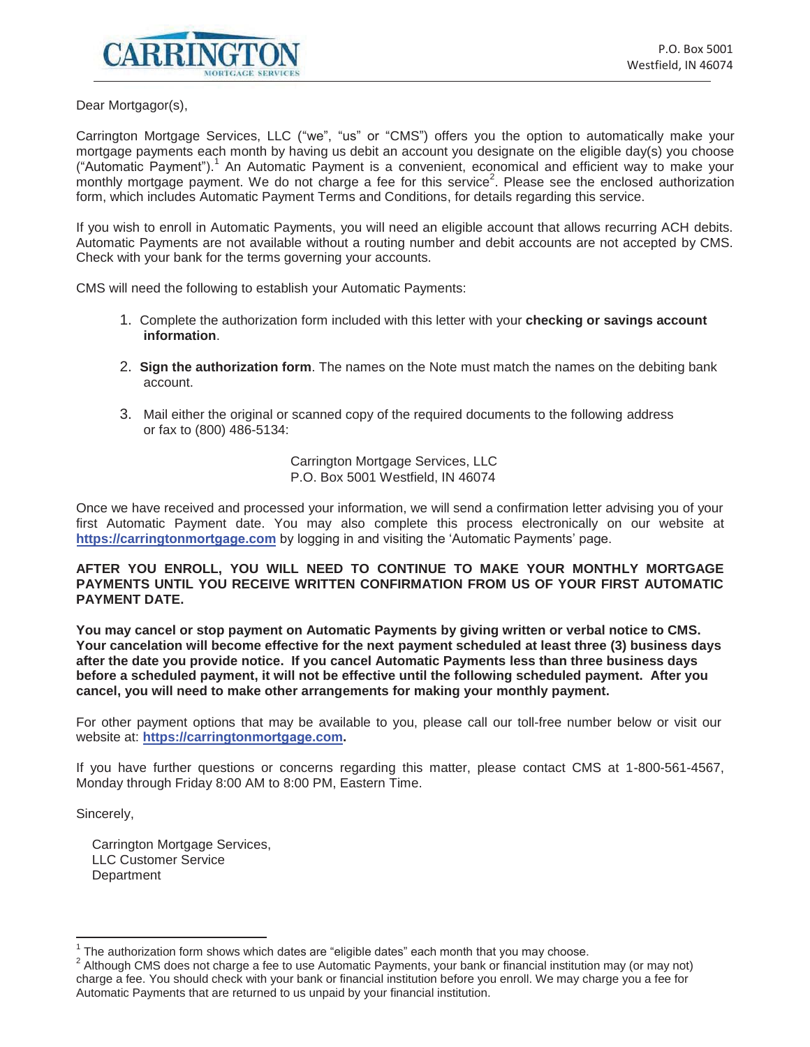CARRINGTON
MORTGAGE SERVICES

P.O. Box 5001
Westfield, IN 46074

Dear Mortgagor(s),

Carrington Mortgage Services, LLC ("we", "us" or "CMS") offers you the option to automatically make your mortgage payments each month by having us debit an account you designate on the eligible day(s) you choose ("Automatic Payment").[1] An Automatic Payment is a convenient, economical and efficient way to make your monthly mortgage payment. We do not charge a fee for this service[2]. Please see the enclosed authorization form, which includes Automatic Payment Terms and Conditions, for details regarding this service.

If you wish to enroll in Automatic Payments, you will need an eligible account that allows recurring ACH debits. Automatic Payments are not available without a routing number and debit accounts are not accepted by CMS. Check with your bank for the terms governing your accounts.

CMS will need the following to establish your Automatic Payments:

1. Complete the authorization form included with this letter with your **checking or savings account information**.
2. **Sign the authorization form**. The names on the Note must match the names on the debiting bank account.
3. Mail either the original or scanned copy of the required documents to the following address or fax to (800) 486-5134:

   Carrington Mortgage Services, LLC
   P.O. Box 5001 Westfield, IN 46074

Once we have received and processed your information, we will send a confirmation letter advising you of your first Automatic Payment date. You may also complete this process electronically on our website at **https://carringtonmortgage.com** by logging in and visiting the 'Automatic Payments' page.

**AFTER YOU ENROLL, YOU WILL NEED TO CONTINUE TO MAKE YOUR MONTHLY MORTGAGE PAYMENTS UNTIL YOU RECEIVE WRITTEN CONFIRMATION FROM US OF YOUR FIRST AUTOMATIC PAYMENT DATE.**

**You may cancel or stop payment on Automatic Payments by giving written or verbal notice to CMS. Your cancelation will become effective for the next payment scheduled at least three (3) business days after the date you provide notice. If you cancel Automatic Payments less than three business days before a scheduled payment, it will not be effective until the following scheduled payment. After you cancel, you will need to make other arrangements for making your monthly payment.**

For other payment options that may be available to you, please call our toll-free number below or visit our website at: **https://carringtonmortgage.com.**

If you have further questions or concerns regarding this matter, please contact CMS at 1-800-561-4567, Monday through Friday 8:00 AM to 8:00 PM, Eastern Time.

Sincerely,

Carrington Mortgage Services,
LLC Customer Service
Department

---

[1] The authorization form shows which dates are "eligible dates" each month that you may choose.

[2] Although CMS does not charge a fee to use Automatic Payments, your bank or financial institution may (or may not) charge a fee. You should check with your bank or financial institution before you enroll. We may charge you a fee for Automatic Payments that are returned to us unpaid by your financial institution.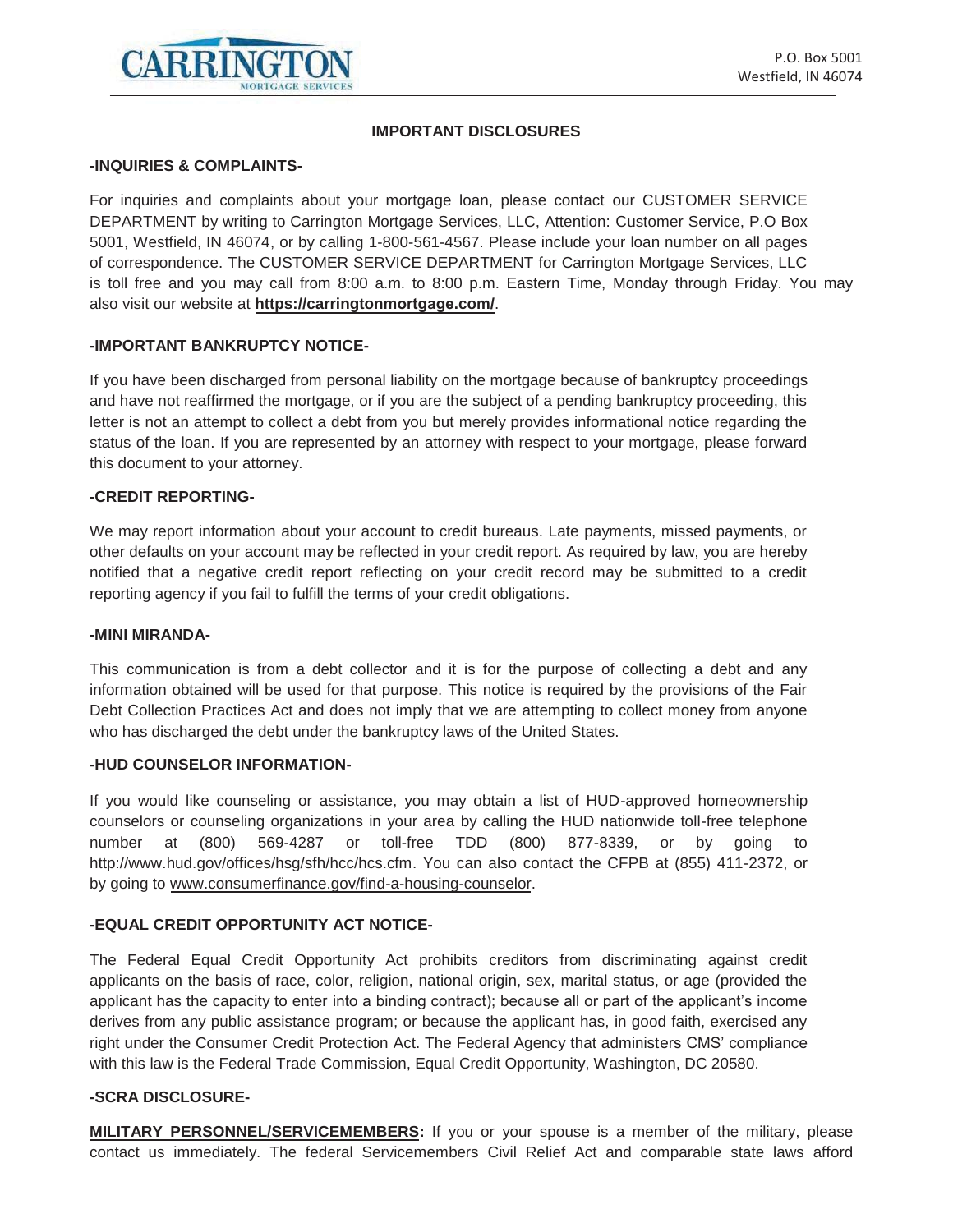P.O. Box 5001
Westfield, IN 46074

## IMPORTANT DISCLOSURES

### -INQUIRIES & COMPLAINTS-

For inquiries and complaints about your mortgage loan, please contact our CUSTOMER SERVICE DEPARTMENT by writing to Carrington Mortgage Services, LLC, Attention: Customer Service, P.O Box 5001, Westfield, IN 46074, or by calling 1-800-561-4567. Please include your loan number on all pages of correspondence. The CUSTOMER SERVICE DEPARTMENT for Carrington Mortgage Services, LLC is toll free and you may call from 8:00 a.m. to 8:00 p.m. Eastern Time, Monday through Friday. You may also visit our website at **https://carringtonmortgage.com/**.

### -IMPORTANT BANKRUPTCY NOTICE-

If you have been discharged from personal liability on the mortgage because of bankruptcy proceedings and have not reaffirmed the mortgage, or if you are the subject of a pending bankruptcy proceeding, this letter is not an attempt to collect a debt from you but merely provides informational notice regarding the status of the loan. If you are represented by an attorney with respect to your mortgage, please forward this document to your attorney.

### -CREDIT REPORTING-

We may report information about your account to credit bureaus. Late payments, missed payments, or other defaults on your account may be reflected in your credit report. As required by law, you are hereby notified that a negative credit report reflecting on your credit record may be submitted to a credit reporting agency if you fail to fulfill the terms of your credit obligations.

### -MINI MIRANDA-

This communication is from a debt collector and it is for the purpose of collecting a debt and any information obtained will be used for that purpose. This notice is required by the provisions of the Fair Debt Collection Practices Act and does not imply that we are attempting to collect money from anyone who has discharged the debt under the bankruptcy laws of the United States.

### -HUD COUNSELOR INFORMATION-

If you would like counseling or assistance, you may obtain a list of HUD-approved homeownership counselors or counseling organizations in your area by calling the HUD nationwide toll-free telephone number at (800) 569-4287 or toll-free TDD (800) 877-8339, or by going to http://www.hud.gov/offices/hsg/sfh/hcc/hcs.cfm. You can also contact the CFPB at (855) 411-2372, or by going to www.consumerfinance.gov/find-a-housing-counselor.

### -EQUAL CREDIT OPPORTUNITY ACT NOTICE-

The Federal Equal Credit Opportunity Act prohibits creditors from discriminating against credit applicants on the basis of race, color, religion, national origin, sex, marital status, or age (provided the applicant has the capacity to enter into a binding contract); because all or part of the applicant's income derives from any public assistance program; or because the applicant has, in good faith, exercised any right under the Consumer Credit Protection Act. The Federal Agency that administers CMS' compliance with this law is the Federal Trade Commission, Equal Credit Opportunity, Washington, DC 20580.

### -SCRA DISCLOSURE-

**MILITARY PERSONNEL/SERVICEMEMBERS:** If you or your spouse is a member of the military, please contact us immediately. The federal Servicemembers Civil Relief Act and comparable state laws afford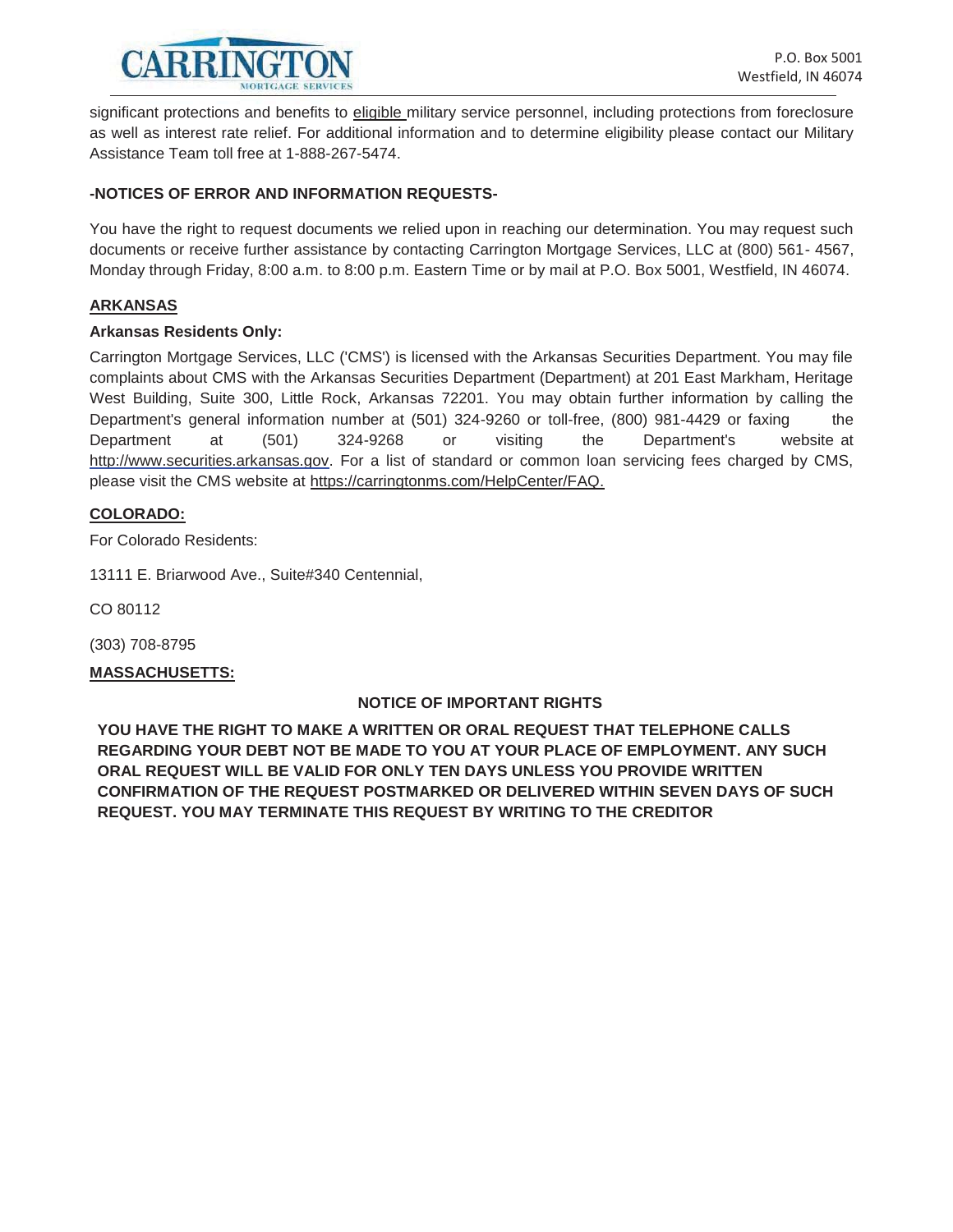significant protections and benefits to eligible military service personnel, including protections from foreclosure as well as interest rate relief. For additional information and to determine eligibility please contact our Military Assistance Team toll free at 1-888-267-5474.

**-NOTICES OF ERROR AND INFORMATION REQUESTS-**

You have the right to request documents we relied upon in reaching our determination. You may request such documents or receive further assistance by contacting Carrington Mortgage Services, LLC at (800) 561- 4567, Monday through Friday, 8:00 a.m. to 8:00 p.m. Eastern Time or by mail at P.O. Box 5001, Westfield, IN 46074.

## ARKANSAS

**Arkansas Residents Only:**

Carrington Mortgage Services, LLC ('CMS') is licensed with the Arkansas Securities Department. You may file complaints about CMS with the Arkansas Securities Department (Department) at 201 East Markham, Heritage West Building, Suite 300, Little Rock, Arkansas 72201. You may obtain further information by calling the Department's general information number at (501) 324-9260 or toll-free, (800) 981-4429 or faxing the Department at (501) 324-9268 or visiting the Department's website at http://www.securities.arkansas.gov. For a list of standard or common loan servicing fees charged by CMS, please visit the CMS website at https://carringtonms.com/HelpCenter/FAQ.

## COLORADO:

For Colorado Residents:

13111 E. Briarwood Ave., Suite#340 Centennial,

CO 80112

(303) 708-8795

## MASSACHUSETTS:

**NOTICE OF IMPORTANT RIGHTS**

**YOU HAVE THE RIGHT TO MAKE A WRITTEN OR ORAL REQUEST THAT TELEPHONE CALLS REGARDING YOUR DEBT NOT BE MADE TO YOU AT YOUR PLACE OF EMPLOYMENT. ANY SUCH ORAL REQUEST WILL BE VALID FOR ONLY TEN DAYS UNLESS YOU PROVIDE WRITTEN CONFIRMATION OF THE REQUEST POSTMARKED OR DELIVERED WITHIN SEVEN DAYS OF SUCH REQUEST. YOU MAY TERMINATE THIS REQUEST BY WRITING TO THE CREDITOR**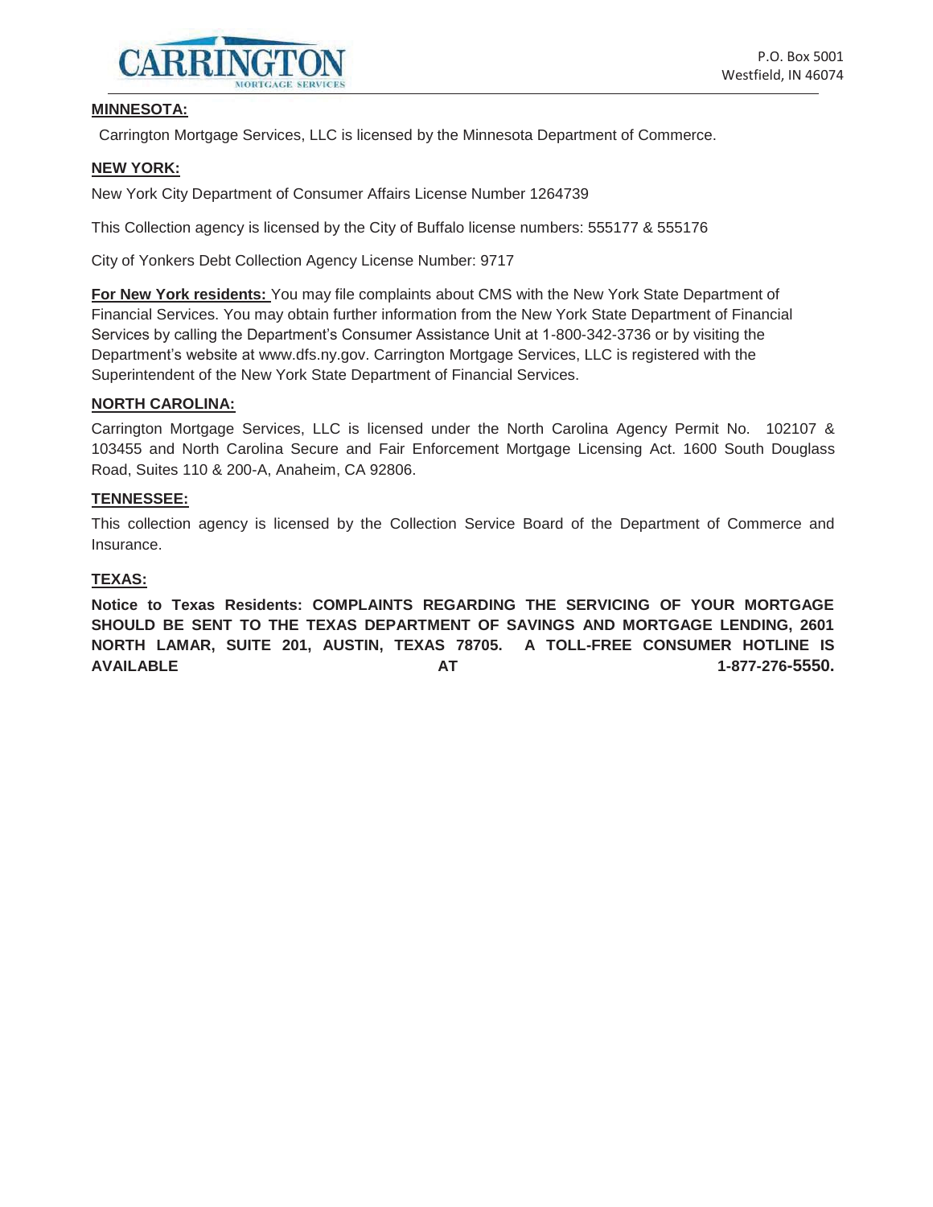**MINNESOTA:**

Carrington Mortgage Services, LLC is licensed by the Minnesota Department of Commerce.

**NEW YORK:**

New York City Department of Consumer Affairs License Number 1264739

This Collection agency is licensed by the City of Buffalo license numbers: 555177 & 555176

City of Yonkers Debt Collection Agency License Number: 9717

**For New York residents:** You may file complaints about CMS with the New York State Department of Financial Services. You may obtain further information from the New York State Department of Financial Services by calling the Department's Consumer Assistance Unit at 1-800-342-3736 or by visiting the Department's website at www.dfs.ny.gov. Carrington Mortgage Services, LLC is registered with the Superintendent of the New York State Department of Financial Services.

**NORTH CAROLINA:**

Carrington Mortgage Services, LLC is licensed under the North Carolina Agency Permit No. 102107 & 103455 and North Carolina Secure and Fair Enforcement Mortgage Licensing Act. 1600 South Douglass Road, Suites 110 & 200-A, Anaheim, CA 92806.

**TENNESSEE:**

This collection agency is licensed by the Collection Service Board of the Department of Commerce and Insurance.

**TEXAS:**

**Notice to Texas Residents: COMPLAINTS REGARDING THE SERVICING OF YOUR MORTGAGE SHOULD BE SENT TO THE TEXAS DEPARTMENT OF SAVINGS AND MORTGAGE LENDING, 2601 NORTH LAMAR, SUITE 201, AUSTIN, TEXAS 78705. A TOLL-FREE CONSUMER HOTLINE IS AVAILABLE AT 1-877-276-5550.**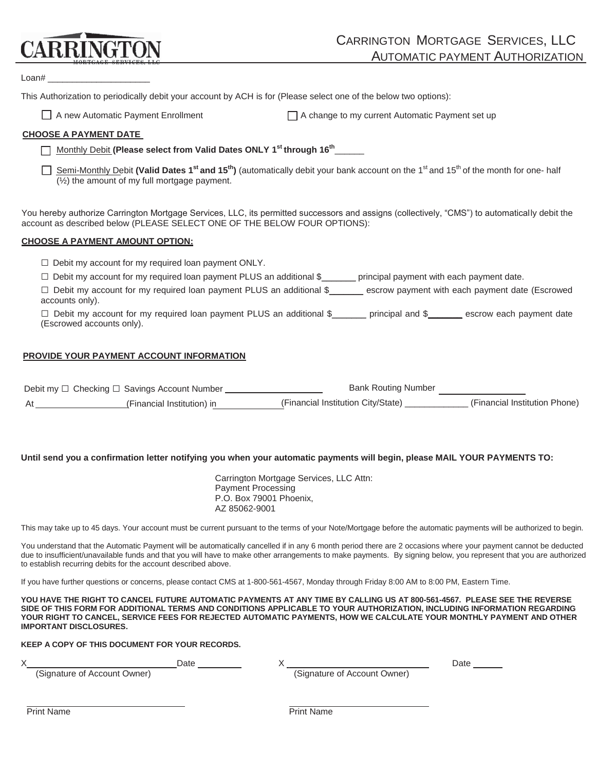CARRINGTON
MORTGAGE SERVICES, LLC

# CARRINGTON MORTGAGE SERVICES, LLC
## AUTOMATIC PAYMENT AUTHORIZATION

Loan# ____________________

This Authorization to periodically debit your account by ACH is for (Please select one of the below two options):

☐ A new Automatic Payment Enrollment ☐ A change to my current Automatic Payment set up

**CHOOSE A PAYMENT DATE**

☐ Monthly Debit **(Please select from Valid Dates ONLY 1st through 16th** ______

☐ Semi-Monthly Debit **(Valid Dates 1st and 15th)** (automatically debit your bank account on the 1st and 15th of the month for one- half (½) the amount of my full mortgage payment.

You hereby authorize Carrington Mortgage Services, LLC, its permitted successors and assigns (collectively, "CMS") to automatically debit the account as described below (PLEASE SELECT ONE OF THE BELOW FOUR OPTIONS):

**CHOOSE A PAYMENT AMOUNT OPTION:**

☐ Debit my account for my required loan payment ONLY.

☐ Debit my account for my required loan payment PLUS an additional $_______ principal payment with each payment date.

☐ Debit my account for my required loan payment PLUS an additional $_______ escrow payment with each payment date (Escrowed accounts only).

☐ Debit my account for my required loan payment PLUS an additional $_______ principal and $_______ escrow each payment date (Escrowed accounts only).

**PROVIDE YOUR PAYMENT ACCOUNT INFORMATION**

Debit my ☐ Checking ☐ Savings Account Number ____________________ Bank Routing Number __________________

At __________________(Financial Institution) in _____________(Financial Institution City/State) _____________ (Financial Institution Phone)

**Until send you a confirmation letter notifying you when your automatic payments will begin, please MAIL YOUR PAYMENTS TO:**

Carrington Mortgage Services, LLC Attn:
Payment Processing
P.O. Box 79001 Phoenix,
AZ 85062-9001

This may take up to 45 days. Your account must be current pursuant to the terms of your Note/Mortgage before the automatic payments will be authorized to begin.

You understand that the Automatic Payment will be automatically cancelled if in any 6 month period there are 2 occasions where your payment cannot be deducted due to insufficient/unavailable funds and that you will have to make other arrangements to make payments. By signing below, you represent that you are authorized to establish recurring debits for the account described above.

If you have further questions or concerns, please contact CMS at 1-800-561-4567, Monday through Friday 8:00 AM to 8:00 PM, Eastern Time.

**YOU HAVE THE RIGHT TO CANCEL FUTURE AUTOMATIC PAYMENTS AT ANY TIME BY CALLING US AT 800-561-4567. PLEASE SEE THE REVERSE SIDE OF THIS FORM FOR ADDITIONAL TERMS AND CONDITIONS APPLICABLE TO YOUR AUTHORIZATION, INCLUDING INFORMATION REGARDING YOUR RIGHT TO CANCEL, SERVICE FEES FOR REJECTED AUTOMATIC PAYMENTS, HOW WE CALCULATE YOUR MONTHLY PAYMENT AND OTHER IMPORTANT DISCLOSURES.**

**KEEP A COPY OF THIS DOCUMENT FOR YOUR RECORDS.**

X____________________________ Date _________ X ____________________________ Date ______
(Signature of Account Owner) (Signature of Account Owner)

______________________________ ______________________________
Print Name Print Name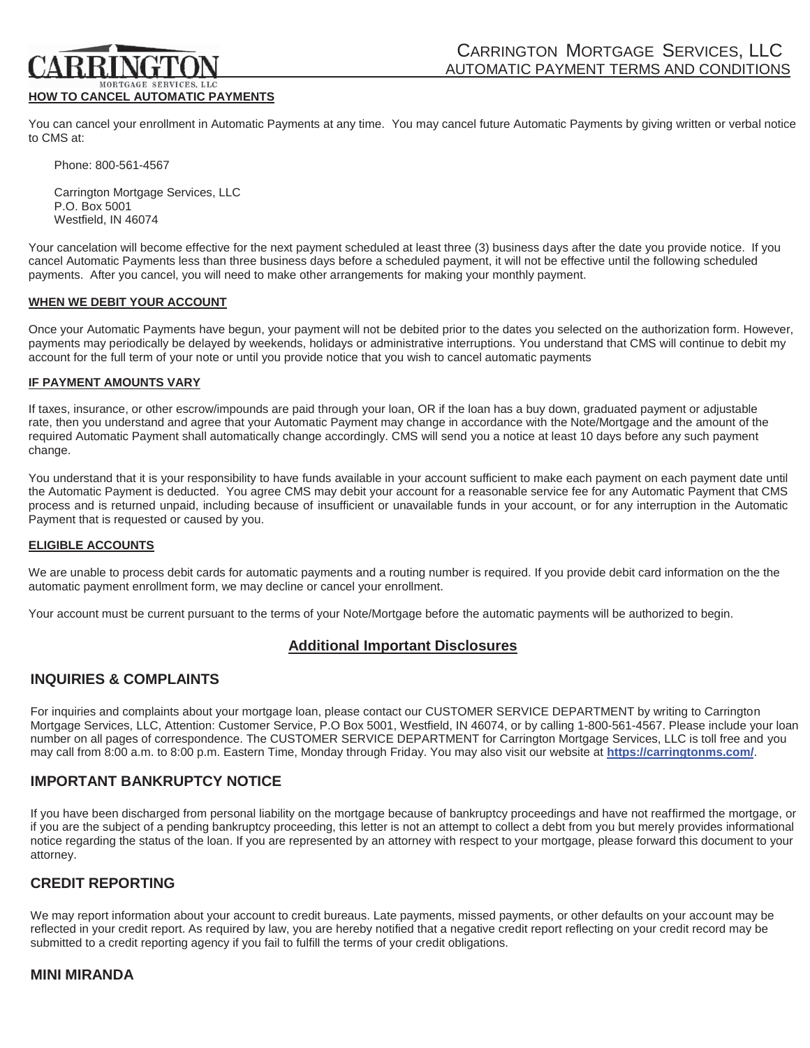CARRINGTON MORTGAGE SERVICES, LLC
AUTOMATIC PAYMENT TERMS AND CONDITIONS

**HOW TO CANCEL AUTOMATIC PAYMENTS**

You can cancel your enrollment in Automatic Payments at any time. You may cancel future Automatic Payments by giving written or verbal notice to CMS at:

Phone: 800-561-4567

Carrington Mortgage Services, LLC
P.O. Box 5001
Westfield, IN 46074

Your cancelation will become effective for the next payment scheduled at least three (3) business days after the date you provide notice. If you cancel Automatic Payments less than three business days before a scheduled payment, it will not be effective until the following scheduled payments. After you cancel, you will need to make other arrangements for making your monthly payment.

**WHEN WE DEBIT YOUR ACCOUNT**

Once your Automatic Payments have begun, your payment will not be debited prior to the dates you selected on the authorization form. However, payments may periodically be delayed by weekends, holidays or administrative interruptions. You understand that CMS will continue to debit my account for the full term of your note or until you provide notice that you wish to cancel automatic payments

**IF PAYMENT AMOUNTS VARY**

If taxes, insurance, or other escrow/impounds are paid through your loan, OR if the loan has a buy down, graduated payment or adjustable rate, then you understand and agree that your Automatic Payment may change in accordance with the Note/Mortgage and the amount of the required Automatic Payment shall automatically change accordingly. CMS will send you a notice at least 10 days before any such payment change.

You understand that it is your responsibility to have funds available in your account sufficient to make each payment on each payment date until the Automatic Payment is deducted. You agree CMS may debit your account for a reasonable service fee for any Automatic Payment that CMS process and is returned unpaid, including because of insufficient or unavailable funds in your account, or for any interruption in the Automatic Payment that is requested or caused by you.

**ELIGIBLE ACCOUNTS**

We are unable to process debit cards for automatic payments and a routing number is required. If you provide debit card information on the the automatic payment enrollment form, we may decline or cancel your enrollment.

Your account must be current pursuant to the terms of your Note/Mortgage before the automatic payments will be authorized to begin.

## Additional Important Disclosures

### INQUIRIES & COMPLAINTS

For inquiries and complaints about your mortgage loan, please contact our CUSTOMER SERVICE DEPARTMENT by writing to Carrington Mortgage Services, LLC, Attention: Customer Service, P.O Box 5001, Westfield, IN 46074, or by calling 1-800-561-4567. Please include your loan number on all pages of correspondence. The CUSTOMER SERVICE DEPARTMENT for Carrington Mortgage Services, LLC is toll free and you may call from 8:00 a.m. to 8:00 p.m. Eastern Time, Monday through Friday. You may also visit our website at **https://carringtonms.com/**.

### IMPORTANT BANKRUPTCY NOTICE

If you have been discharged from personal liability on the mortgage because of bankruptcy proceedings and have not reaffirmed the mortgage, or if you are the subject of a pending bankruptcy proceeding, this letter is not an attempt to collect a debt from you but merely provides informational notice regarding the status of the loan. If you are represented by an attorney with respect to your mortgage, please forward this document to your attorney.

### CREDIT REPORTING

We may report information about your account to credit bureaus. Late payments, missed payments, or other defaults on your account may be reflected in your credit report. As required by law, you are hereby notified that a negative credit report reflecting on your credit record may be submitted to a credit reporting agency if you fail to fulfill the terms of your credit obligations.

### MINI MIRANDA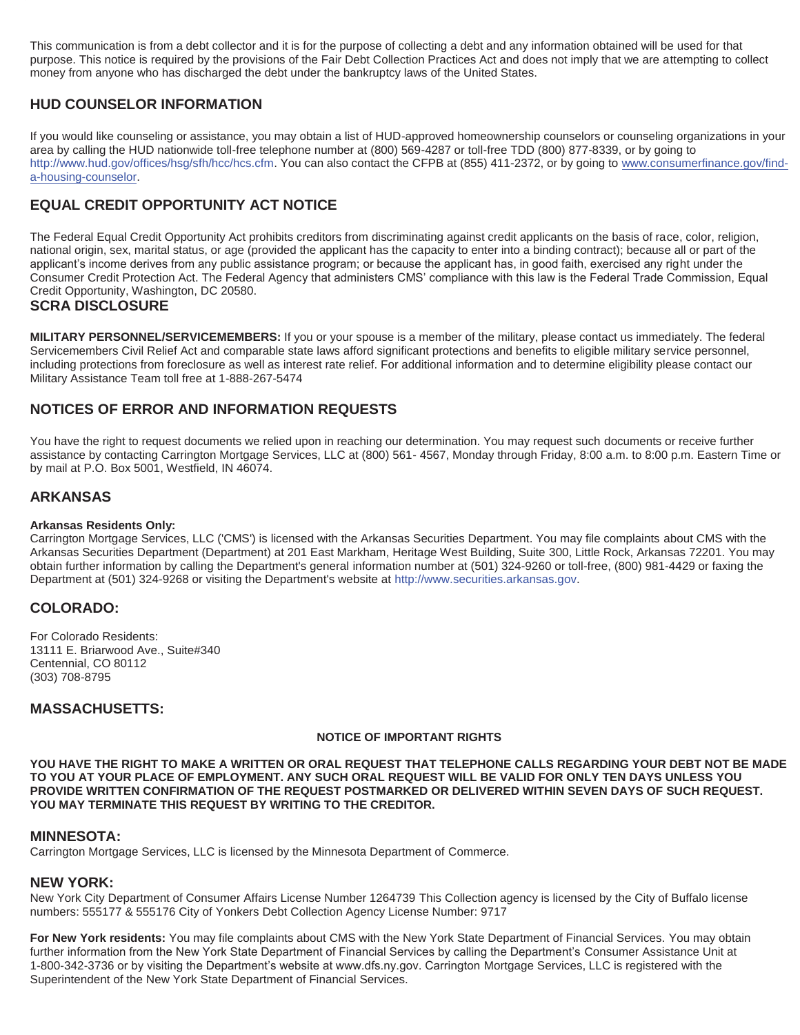This communication is from a debt collector and it is for the purpose of collecting a debt and any information obtained will be used for that purpose. This notice is required by the provisions of the Fair Debt Collection Practices Act and does not imply that we are attempting to collect money from anyone who has discharged the debt under the bankruptcy laws of the United States.

## HUD COUNSELOR INFORMATION

If you would like counseling or assistance, you may obtain a list of HUD-approved homeownership counselors or counseling organizations in your area by calling the HUD nationwide toll-free telephone number at (800) 569-4287 or toll-free TDD (800) 877-8339, or by going to http://www.hud.gov/offices/hsg/sfh/hcc/hcs.cfm. You can also contact the CFPB at (855) 411-2372, or by going to www.consumerfinance.gov/find-a-housing-counselor.

## EQUAL CREDIT OPPORTUNITY ACT NOTICE

The Federal Equal Credit Opportunity Act prohibits creditors from discriminating against credit applicants on the basis of race, color, religion, national origin, sex, marital status, or age (provided the applicant has the capacity to enter into a binding contract); because all or part of the applicant's income derives from any public assistance program; or because the applicant has, in good faith, exercised any right under the Consumer Credit Protection Act. The Federal Agency that administers CMS' compliance with this law is the Federal Trade Commission, Equal Credit Opportunity, Washington, DC 20580.

## SCRA DISCLOSURE

**MILITARY PERSONNEL/SERVICEMEMBERS:** If you or your spouse is a member of the military, please contact us immediately. The federal Servicemembers Civil Relief Act and comparable state laws afford significant protections and benefits to eligible military service personnel, including protections from foreclosure as well as interest rate relief. For additional information and to determine eligibility please contact our Military Assistance Team toll free at 1-888-267-5474

## NOTICES OF ERROR AND INFORMATION REQUESTS

You have the right to request documents we relied upon in reaching our determination. You may request such documents or receive further assistance by contacting Carrington Mortgage Services, LLC at (800) 561- 4567, Monday through Friday, 8:00 a.m. to 8:00 p.m. Eastern Time or by mail at P.O. Box 5001, Westfield, IN 46074.

## ARKANSAS

**Arkansas Residents Only:**
Carrington Mortgage Services, LLC ('CMS') is licensed with the Arkansas Securities Department. You may file complaints about CMS with the Arkansas Securities Department (Department) at 201 East Markham, Heritage West Building, Suite 300, Little Rock, Arkansas 72201. You may obtain further information by calling the Department's general information number at (501) 324-9260 or toll-free, (800) 981-4429 or faxing the Department at (501) 324-9268 or visiting the Department's website at http://www.securities.arkansas.gov.

## COLORADO:

For Colorado Residents:
13111 E. Briarwood Ave., Suite#340
Centennial, CO 80112
(303) 708-8795

## MASSACHUSETTS:

**NOTICE OF IMPORTANT RIGHTS**

**YOU HAVE THE RIGHT TO MAKE A WRITTEN OR ORAL REQUEST THAT TELEPHONE CALLS REGARDING YOUR DEBT NOT BE MADE TO YOU AT YOUR PLACE OF EMPLOYMENT. ANY SUCH ORAL REQUEST WILL BE VALID FOR ONLY TEN DAYS UNLESS YOU PROVIDE WRITTEN CONFIRMATION OF THE REQUEST POSTMARKED OR DELIVERED WITHIN SEVEN DAYS OF SUCH REQUEST. YOU MAY TERMINATE THIS REQUEST BY WRITING TO THE CREDITOR.**

## MINNESOTA:

Carrington Mortgage Services, LLC is licensed by the Minnesota Department of Commerce.

## NEW YORK:

New York City Department of Consumer Affairs License Number 1264739 This Collection agency is licensed by the City of Buffalo license numbers: 555177 & 555176 City of Yonkers Debt Collection Agency License Number: 9717

**For New York residents:** You may file complaints about CMS with the New York State Department of Financial Services. You may obtain further information from the New York State Department of Financial Services by calling the Department's Consumer Assistance Unit at 1-800-342-3736 or by visiting the Department's website at www.dfs.ny.gov. Carrington Mortgage Services, LLC is registered with the Superintendent of the New York State Department of Financial Services.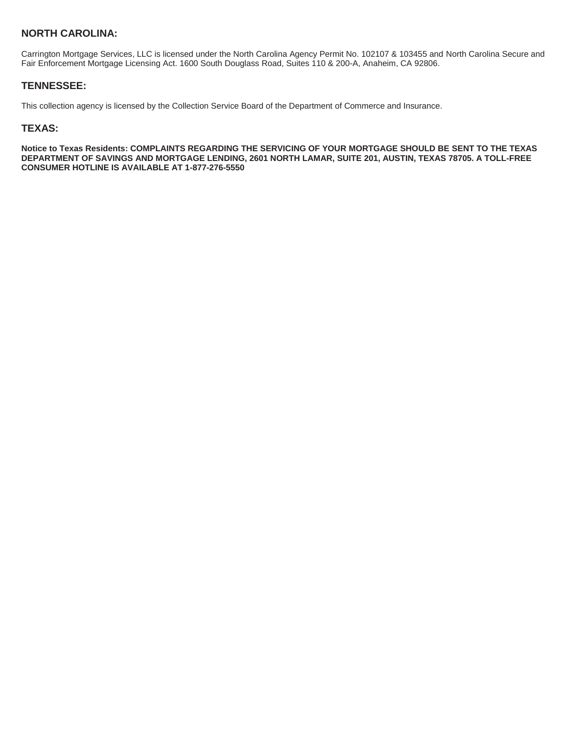## NORTH CAROLINA:

Carrington Mortgage Services, LLC is licensed under the North Carolina Agency Permit No. 102107 & 103455 and North Carolina Secure and Fair Enforcement Mortgage Licensing Act. 1600 South Douglass Road, Suites 110 & 200-A, Anaheim, CA 92806.

## TENNESSEE:

This collection agency is licensed by the Collection Service Board of the Department of Commerce and Insurance.

## TEXAS:

**Notice to Texas Residents: COMPLAINTS REGARDING THE SERVICING OF YOUR MORTGAGE SHOULD BE SENT TO THE TEXAS DEPARTMENT OF SAVINGS AND MORTGAGE LENDING, 2601 NORTH LAMAR, SUITE 201, AUSTIN, TEXAS 78705. A TOLL-FREE CONSUMER HOTLINE IS AVAILABLE AT 1-877-276-5550**